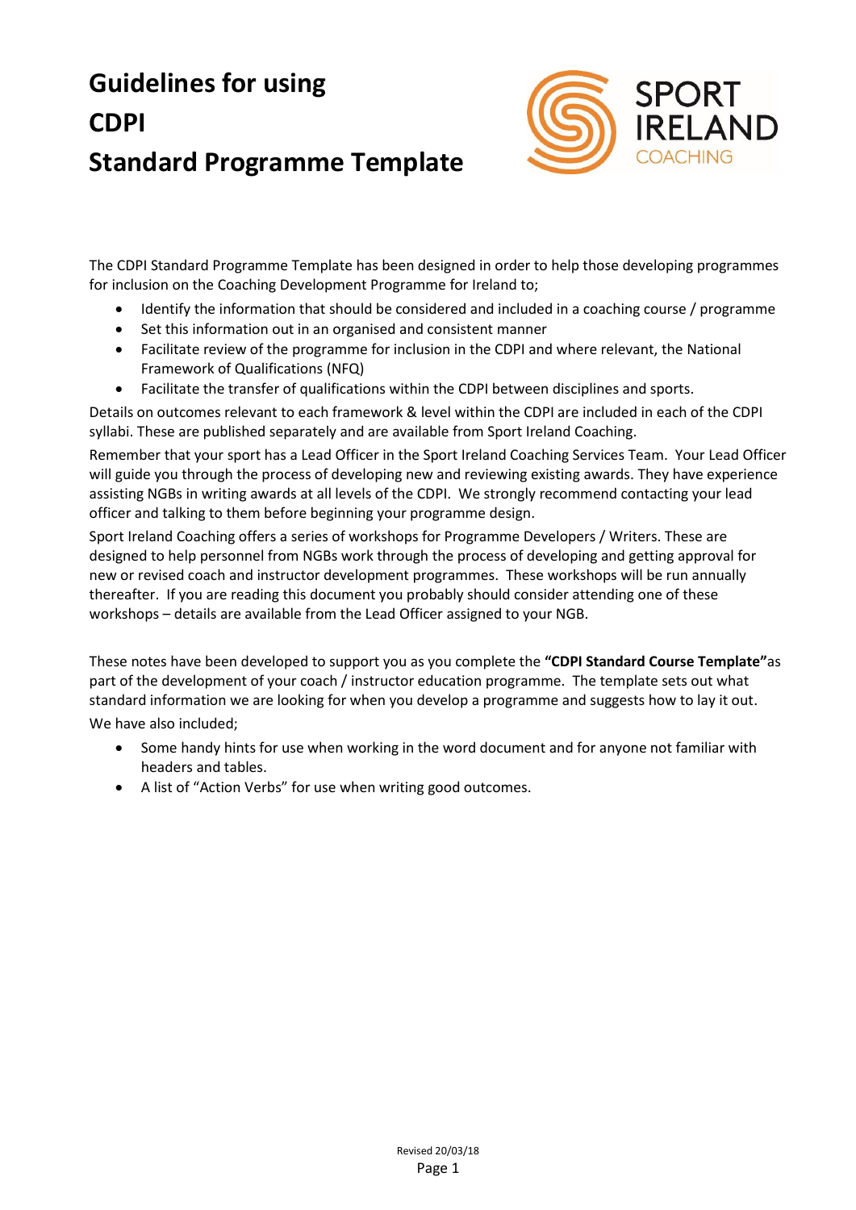# Guidelines for using CDPI Standard Programme Template

The CDPI Standard Programme Template has been designed in order to help those developing programmes for inclusion on the Coaching Development Programme for Ireland to;

- Identify the information that should be considered and included in a coaching course / programme
- Set this information out in an organised and consistent manner
- Facilitate review of the programme for inclusion in the CDPI and where relevant, the National Framework of Qualifications (NFQ)
- Facilitate the transfer of qualifications within the CDPI between disciplines and sports.

Details on outcomes relevant to each framework & level within the CDPI are included in each of the CDPI syllabi. These are published separately and are available from Sport Ireland Coaching.

Remember that your sport has a Lead Officer in the Sport Ireland Coaching Services Team. Your Lead Officer will guide you through the process of developing new and reviewing existing awards. They have experience assisting NGBs in writing awards at all levels of the CDPI. We strongly recommend contacting your lead officer and talking to them before beginning your programme design.

Sport Ireland Coaching offers a series of workshops for Programme Developers / Writers. These are designed to help personnel from NGBs work through the process of developing and getting approval for new or revised coach and instructor development programmes. These workshops will be run annually thereafter. If you are reading this document you probably should consider attending one of these workshops – details are available from the Lead Officer assigned to your NGB.

These notes have been developed to support you as you complete the **"CDPI Standard Course Template"** as part of the development of your coach / instructor education programme. The template sets out what standard information we are looking for when you develop a programme and suggests how to lay it out.

We have also included;

- Some handy hints for use when working in the word document and for anyone not familiar with headers and tables.
- A list of "Action Verbs" for use when writing good outcomes.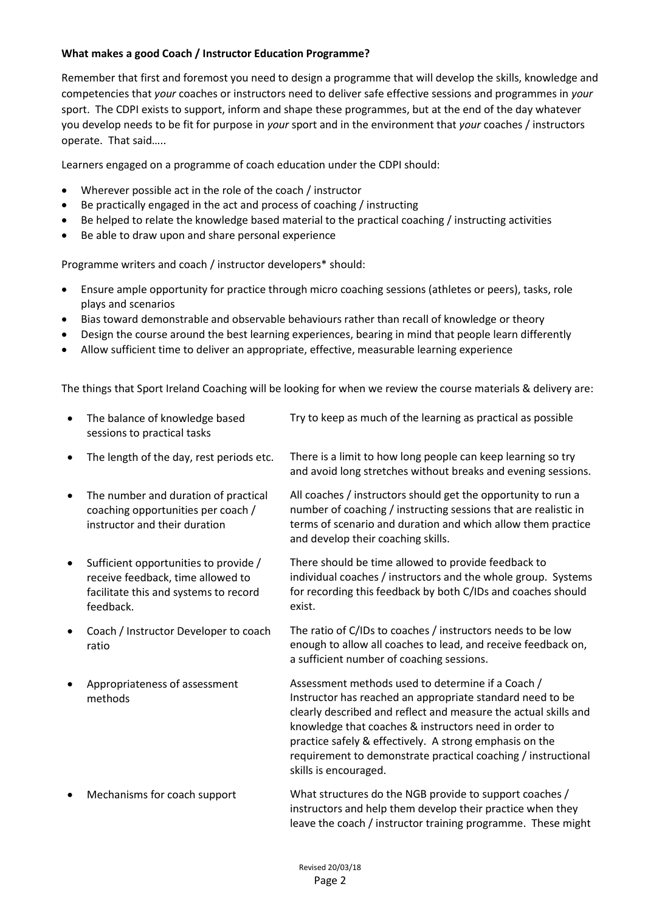**What makes a good Coach / Instructor Education Programme?**

Remember that first and foremost you need to design a programme that will develop the skills, knowledge and competencies that *your* coaches or instructors need to deliver safe effective sessions and programmes in *your* sport. The CDPI exists to support, inform and shape these programmes, but at the end of the day whatever you develop needs to be fit for purpose in *your* sport and in the environment that *your* coaches / instructors operate. That said…..

Learners engaged on a programme of coach education under the CDPI should:

- Wherever possible act in the role of the coach / instructor
- Be practically engaged in the act and process of coaching / instructing
- Be helped to relate the knowledge based material to the practical coaching / instructing activities
- Be able to draw upon and share personal experience

Programme writers and coach / instructor developers* should:

- Ensure ample opportunity for practice through micro coaching sessions (athletes or peers), tasks, role plays and scenarios
- Bias toward demonstrable and observable behaviours rather than recall of knowledge or theory
- Design the course around the best learning experiences, bearing in mind that people learn differently
- Allow sufficient time to deliver an appropriate, effective, measurable learning experience

The things that Sport Ireland Coaching will be looking for when we review the course materials & delivery are:

| | |
|---|---|
| • The balance of knowledge based sessions to practical tasks | Try to keep as much of the learning as practical as possible |
| • The length of the day, rest periods etc. | There is a limit to how long people can keep learning so try and avoid long stretches without breaks and evening sessions. |
| • The number and duration of practical coaching opportunities per coach / instructor and their duration | All coaches / instructors should get the opportunity to run a number of coaching / instructing sessions that are realistic in terms of scenario and duration and which allow them practice and develop their coaching skills. |
| • Sufficient opportunities to provide / receive feedback, time allowed to facilitate this and systems to record feedback. | There should be time allowed to provide feedback to individual coaches / instructors and the whole group. Systems for recording this feedback by both C/IDs and coaches should exist. |
| • Coach / Instructor Developer to coach ratio | The ratio of C/IDs to coaches / instructors needs to be low enough to allow all coaches to lead, and receive feedback on, a sufficient number of coaching sessions. |
| • Appropriateness of assessment methods | Assessment methods used to determine if a Coach / Instructor has reached an appropriate standard need to be clearly described and reflect and measure the actual skills and knowledge that coaches & instructors need in order to practice safely & effectively. A strong emphasis on the requirement to demonstrate practical coaching / instructional skills is encouraged. |
| • Mechanisms for coach support | What structures do the NGB provide to support coaches / instructors and help them develop their practice when they leave the coach / instructor training programme. These might |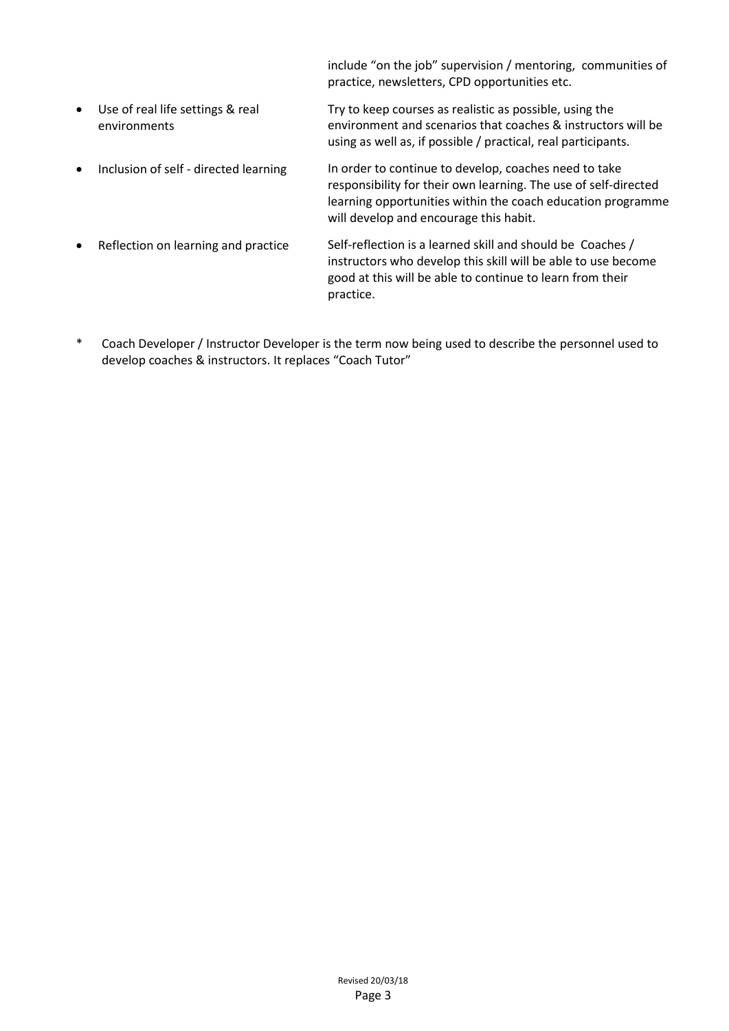| | |
|---|---|
| | include “on the job” supervision / mentoring, communities of practice, newsletters, CPD opportunities etc. |
| • Use of real life settings & real environments | Try to keep courses as realistic as possible, using the environment and scenarios that coaches & instructors will be using as well as, if possible / practical, real participants. |
| • Inclusion of self - directed learning | In order to continue to develop, coaches need to take responsibility for their own learning. The use of self-directed learning opportunities within the coach education programme will develop and encourage this habit. |
| • Reflection on learning and practice | Self-reflection is a learned skill and should be Coaches / instructors who develop this skill will be able to use become good at this will be able to continue to learn from their practice. |

\* Coach Developer / Instructor Developer is the term now being used to describe the personnel used to develop coaches & instructors. It replaces “Coach Tutor”

Revised 20/03/18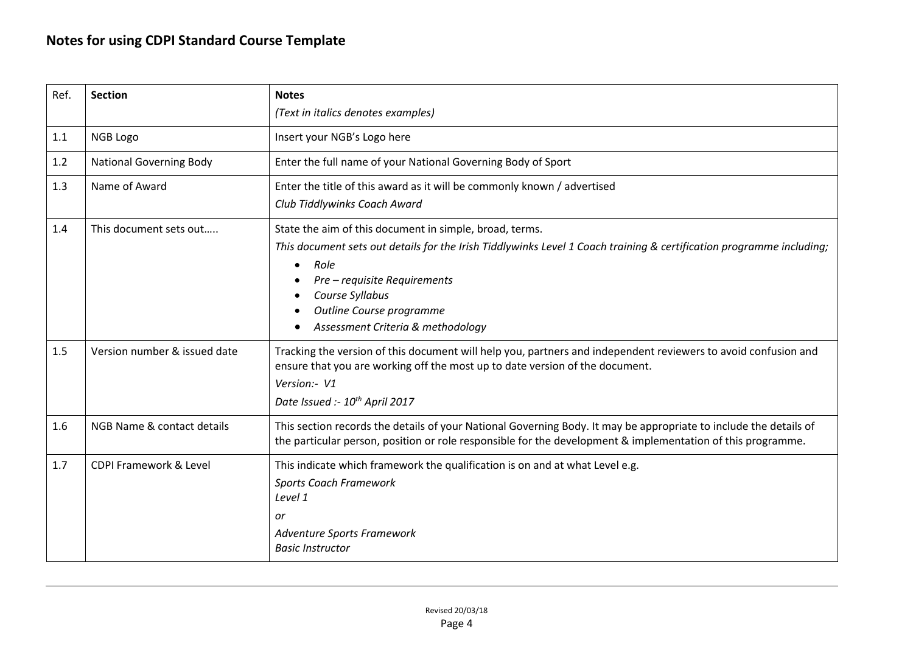## Notes for using CDPI Standard Course Template

| Ref. | Section | Notes<br>*(Text in italics denotes examples)* |
|---|---|---|
| 1.1 | NGB Logo | Insert your NGB's Logo here |
| 1.2 | National Governing Body | Enter the full name of your National Governing Body of Sport |
| 1.3 | Name of Award | Enter the title of this award as it will be commonly known / advertised<br>*Club Tiddlywinks Coach Award* |
| 1.4 | This document sets out….. | State the aim of this document in simple, broad, terms.<br>*This document sets out details for the Irish Tiddlywinks Level 1 Coach training & certification programme including;*<br>• *Role*<br>• *Pre – requisite Requirements*<br>• *Course Syllabus*<br>• *Outline Course programme*<br>• *Assessment Criteria & methodology* |
| 1.5 | Version number & issued date | Tracking the version of this document will help you, partners and independent reviewers to avoid confusion and ensure that you are working off the most up to date version of the document.<br>*Version:- V1*<br>*Date Issued :- 10th April 2017* |
| 1.6 | NGB Name & contact details | This section records the details of your National Governing Body. It may be appropriate to include the details of the particular person, position or role responsible for the development & implementation of this programme. |
| 1.7 | CDPI Framework & Level | This indicate which framework the qualification is on and at what Level e.g.<br>*Sports Coach Framework*<br>*Level 1*<br>*or*<br>*Adventure Sports Framework*<br>*Basic Instructor* |

Revised 20/03/18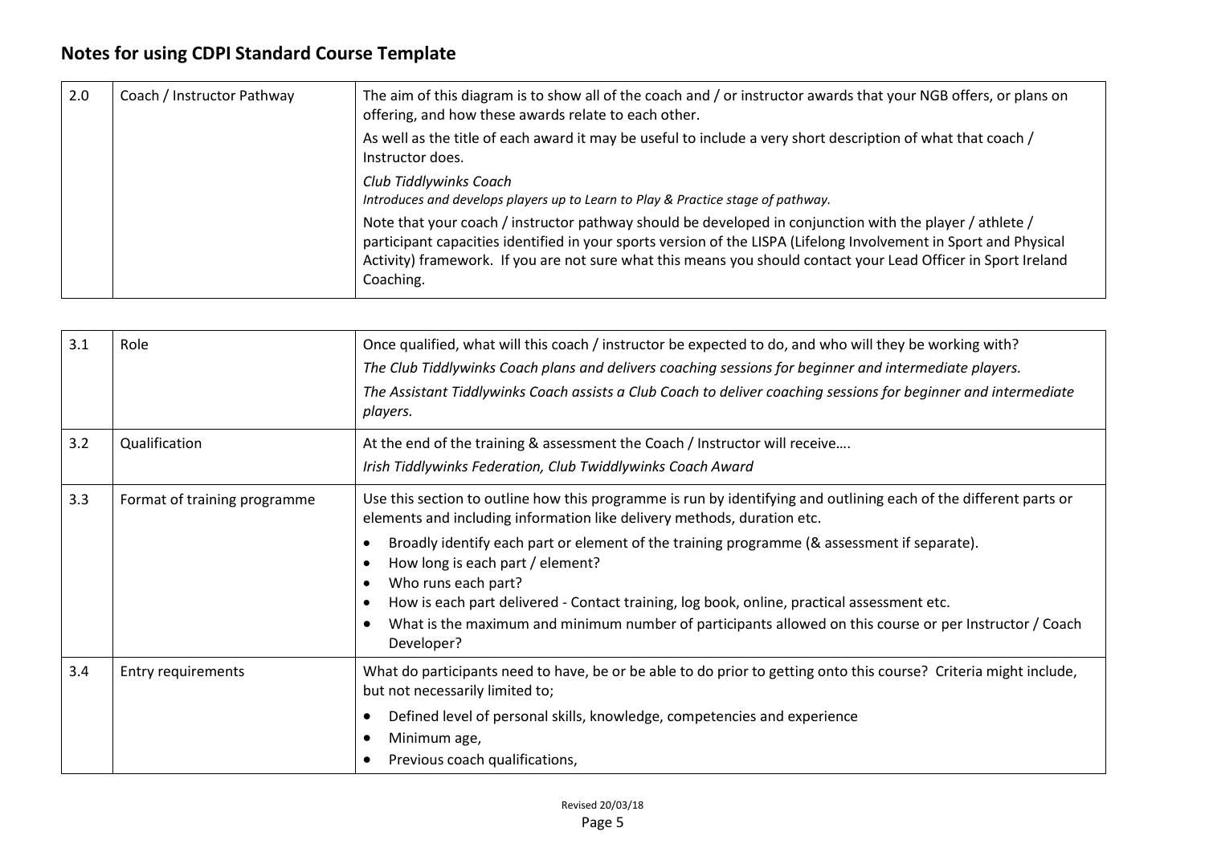## Notes for using CDPI Standard Course Template

| | | |
|---|---|---|
| 2.0 | Coach / Instructor Pathway | The aim of this diagram is to show all of the coach and / or instructor awards that your NGB offers, or plans on offering, and how these awards relate to each other.<br>As well as the title of each award it may be useful to include a very short description of what that coach / Instructor does.<br>*Club Tiddlywinks Coach*<br>*Introduces and develops players up to Learn to Play & Practice stage of pathway.*<br>Note that your coach / instructor pathway should be developed in conjunction with the player / athlete / participant capacities identified in your sports version of the LISPA (Lifelong Involvement in Sport and Physical Activity) framework. If you are not sure what this means you should contact your Lead Officer in Sport Ireland Coaching. |

| | | |
|---|---|---|
| 3.1 | Role | Once qualified, what will this coach / instructor be expected to do, and who will they be working with?<br>*The Club Tiddlywinks Coach plans and delivers coaching sessions for beginner and intermediate players.*<br>*The Assistant Tiddlywinks Coach assists a Club Coach to deliver coaching sessions for beginner and intermediate players.* |
| 3.2 | Qualification | At the end of the training & assessment the Coach / Instructor will receive….<br>*Irish Tiddlywinks Federation, Club Twiddlywinks Coach Award* |
| 3.3 | Format of training programme | Use this section to outline how this programme is run by identifying and outlining each of the different parts or elements and including information like delivery methods, duration etc.<br>• Broadly identify each part or element of the training programme (& assessment if separate).<br>• How long is each part / element?<br>• Who runs each part?<br>• How is each part delivered - Contact training, log book, online, practical assessment etc.<br>• What is the maximum and minimum number of participants allowed on this course or per Instructor / Coach Developer? |
| 3.4 | Entry requirements | What do participants need to have, be or be able to do prior to getting onto this course? Criteria might include, but not necessarily limited to;<br>• Defined level of personal skills, knowledge, competencies and experience<br>• Minimum age,<br>• Previous coach qualifications, |

Revised 20/03/18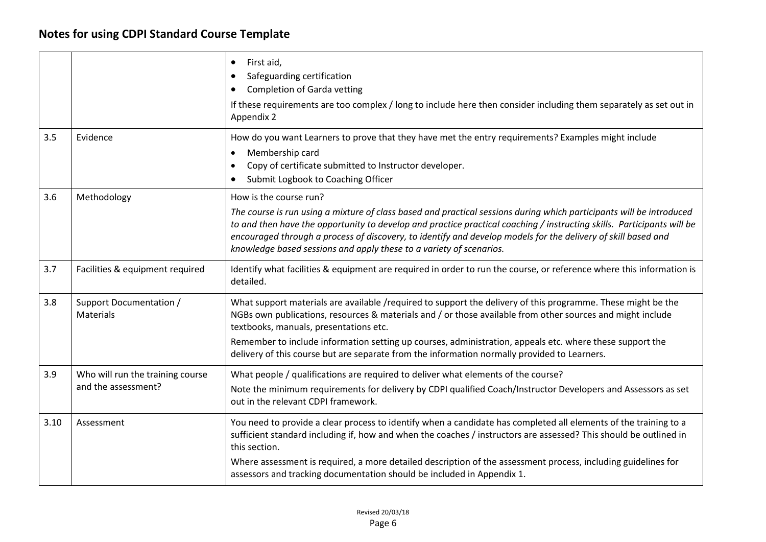## Notes for using CDPI Standard Course Template

| | | |
|---|---|---|
| | | • First aid,<br>• Safeguarding certification<br>• Completion of Garda vetting<br><br>If these requirements are too complex / long to include here then consider including them separately as set out in Appendix 2 |
| 3.5 | Evidence | How do you want Learners to prove that they have met the entry requirements? Examples might include<br>• Membership card<br>• Copy of certificate submitted to Instructor developer.<br>• Submit Logbook to Coaching Officer |
| 3.6 | Methodology | How is the course run?<br>*The course is run using a mixture of class based and practical sessions during which participants will be introduced to and then have the opportunity to develop and practice practical coaching / instructing skills. Participants will be encouraged through a process of discovery, to identify and develop models for the delivery of skill based and knowledge based sessions and apply these to a variety of scenarios.* |
| 3.7 | Facilities & equipment required | Identify what facilities & equipment are required in order to run the course, or reference where this information is detailed. |
| 3.8 | Support Documentation / Materials | What support materials are available /required to support the delivery of this programme. These might be the NGBs own publications, resources & materials and / or those available from other sources and might include textbooks, manuals, presentations etc.<br>Remember to include information setting up courses, administration, appeals etc. where these support the delivery of this course but are separate from the information normally provided to Learners. |
| 3.9 | Who will run the training course and the assessment? | What people / qualifications are required to deliver what elements of the course?<br>Note the minimum requirements for delivery by CDPI qualified Coach/Instructor Developers and Assessors as set out in the relevant CDPI framework. |
| 3.10 | Assessment | You need to provide a clear process to identify when a candidate has completed all elements of the training to a sufficient standard including if, how and when the coaches / instructors are assessed? This should be outlined in this section.<br>Where assessment is required, a more detailed description of the assessment process, including guidelines for assessors and tracking documentation should be included in Appendix 1. |

Revised 20/03/18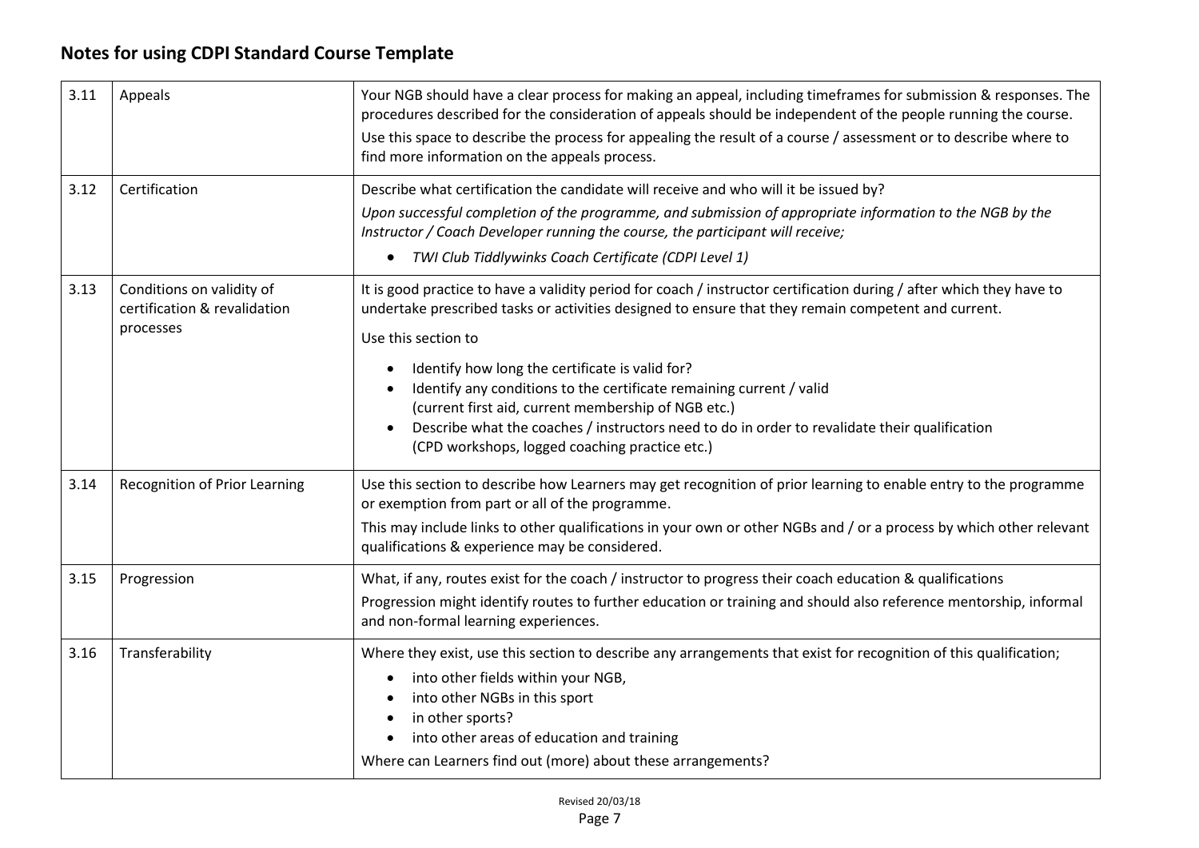## Notes for using CDPI Standard Course Template

| | | |
|---|---|---|
| 3.11 | Appeals | Your NGB should have a clear process for making an appeal, including timeframes for submission & responses. The procedures described for the consideration of appeals should be independent of the people running the course.<br>Use this space to describe the process for appealing the result of a course / assessment or to describe where to find more information on the appeals process. |
| 3.12 | Certification | Describe what certification the candidate will receive and who will it be issued by?<br>*Upon successful completion of the programme, and submission of appropriate information to the NGB by the Instructor / Coach Developer running the course, the participant will receive;*<br>• *TWI Club Tiddlywinks Coach Certificate (CDPI Level 1)* |
| 3.13 | Conditions on validity of certification & revalidation processes | It is good practice to have a validity period for coach / instructor certification during / after which they have to undertake prescribed tasks or activities designed to ensure that they remain competent and current.<br>Use this section to<br>• Identify how long the certificate is valid for?<br>• Identify any conditions to the certificate remaining current / valid (current first aid, current membership of NGB etc.)<br>• Describe what the coaches / instructors need to do in order to revalidate their qualification (CPD workshops, logged coaching practice etc.) |
| 3.14 | Recognition of Prior Learning | Use this section to describe how Learners may get recognition of prior learning to enable entry to the programme or exemption from part or all of the programme.<br>This may include links to other qualifications in your own or other NGBs and / or a process by which other relevant qualifications & experience may be considered. |
| 3.15 | Progression | What, if any, routes exist for the coach / instructor to progress their coach education & qualifications<br>Progression might identify routes to further education or training and should also reference mentorship, informal and non-formal learning experiences. |
| 3.16 | Transferability | Where they exist, use this section to describe any arrangements that exist for recognition of this qualification;<br>• into other fields within your NGB,<br>• into other NGBs in this sport<br>• in other sports?<br>• into other areas of education and training<br>Where can Learners find out (more) about these arrangements? |

Revised 20/03/18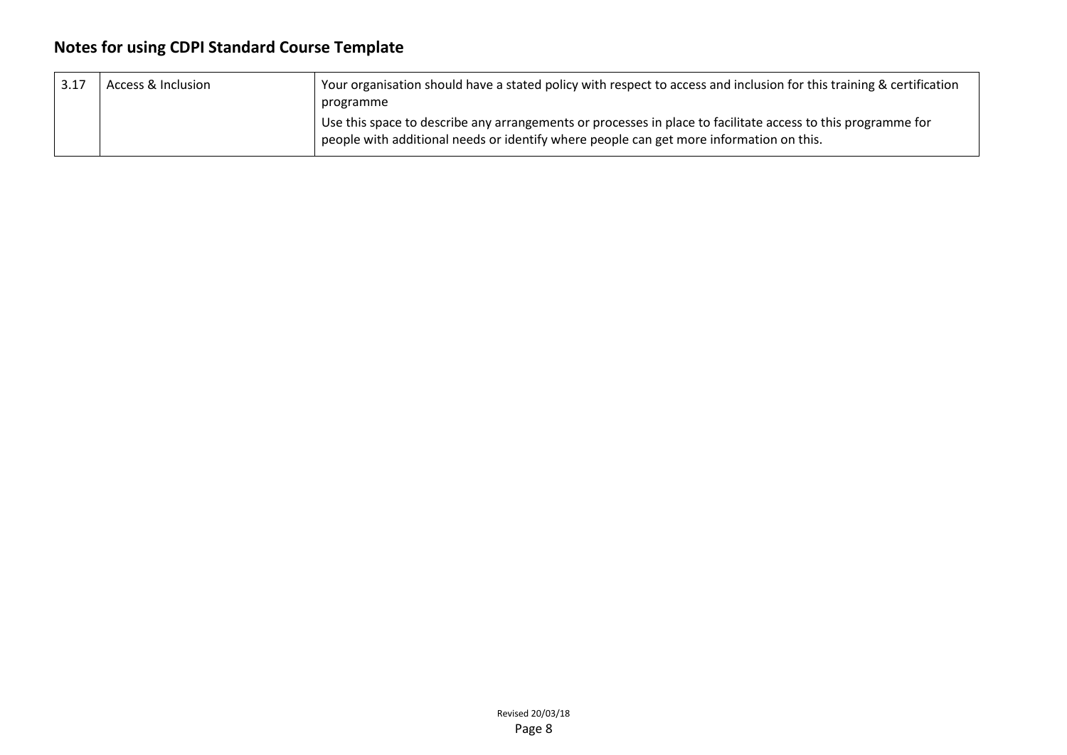## Notes for using CDPI Standard Course Template

| | | |
|---|---|---|
| 3.17 | Access & Inclusion | Your organisation should have a stated policy with respect to access and inclusion for this training & certification programme<br>Use this space to describe any arrangements or processes in place to facilitate access to this programme for people with additional needs or identify where people can get more information on this. |

Revised 20/03/18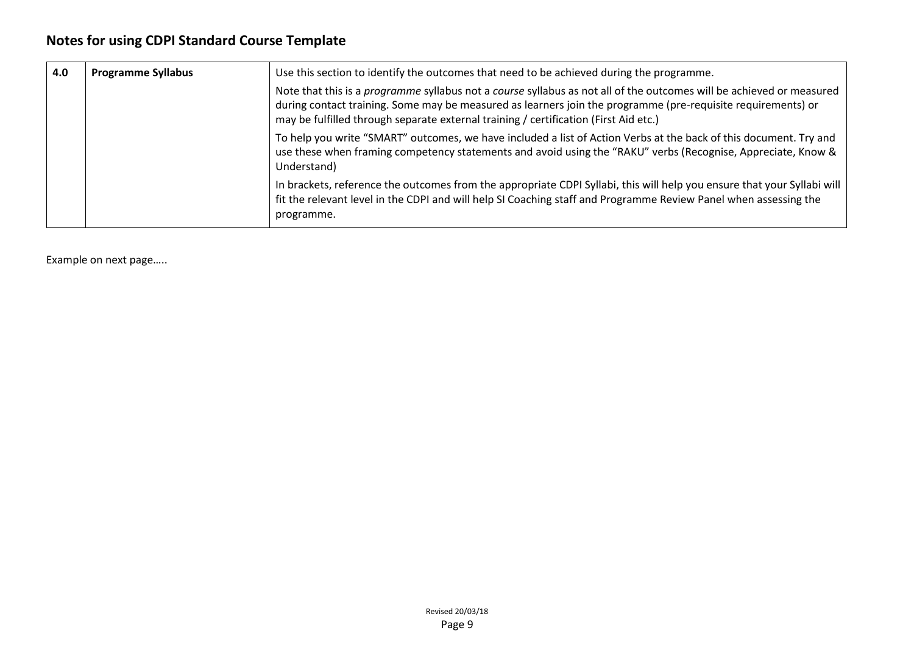## Notes for using CDPI Standard Course Template

| 4.0 | Programme Syllabus | Use this section to identify the outcomes that need to be achieved during the programme.<br><br>Note that this is a *programme* syllabus not a *course* syllabus as not all of the outcomes will be achieved or measured during contact training. Some may be measured as learners join the programme (pre-requisite requirements) or may be fulfilled through separate external training / certification (First Aid etc.)<br><br>To help you write "SMART" outcomes, we have included a list of Action Verbs at the back of this document. Try and use these when framing competency statements and avoid using the "RAKU" verbs (Recognise, Appreciate, Know & Understand)<br><br>In brackets, reference the outcomes from the appropriate CDPI Syllabi, this will help you ensure that your Syllabi will fit the relevant level in the CDPI and will help SI Coaching staff and Programme Review Panel when assessing the programme. |
|---|---|---|

Example on next page…..

Revised 20/03/18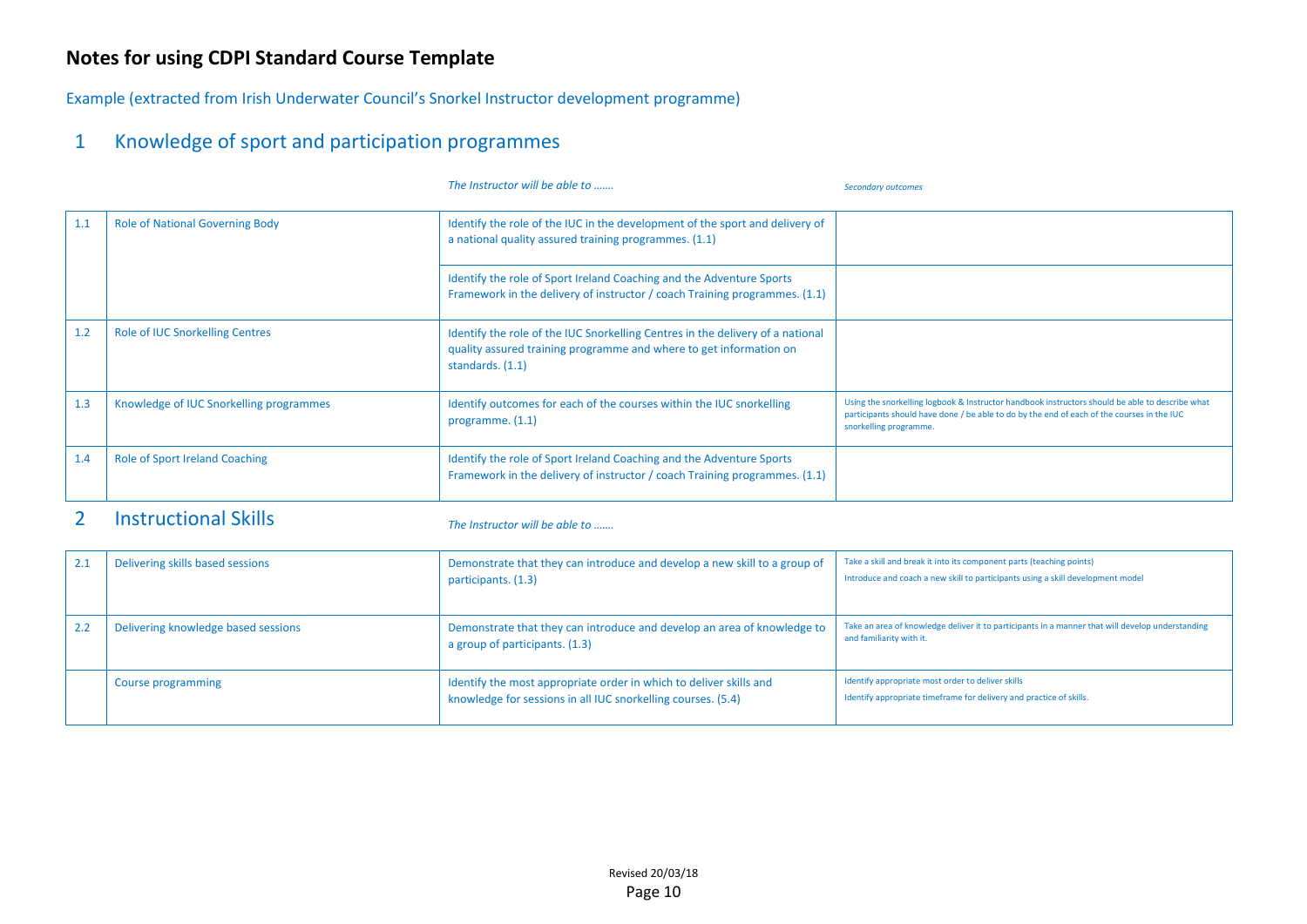## Notes for using CDPI Standard Course Template

Example (extracted from Irish Underwater Council's Snorkel Instructor development programme)

# 1 Knowledge of sport and participation programmes

| | | *The Instructor will be able to …….* | *Secondary outcomes* |
|---|---|---|---|
| 1.1 | Role of National Governing Body | Identify the role of the IUC in the development of the sport and delivery of a national quality assured training programmes. (1.1) | |
| | | Identify the role of Sport Ireland Coaching and the Adventure Sports Framework in the delivery of instructor / coach Training programmes. (1.1) | |
| 1.2 | Role of IUC Snorkelling Centres | Identify the role of the IUC Snorkelling Centres in the delivery of a national quality assured training programme and where to get information on standards. (1.1) | |
| 1.3 | Knowledge of IUC Snorkelling programmes | Identify outcomes for each of the courses within the IUC snorkelling programme. (1.1) | Using the snorkelling logbook & Instructor handbook instructors should be able to describe what participants should have done / be able to do by the end of each of the courses in the IUC snorkelling programme. |
| 1.4 | Role of Sport Ireland Coaching | Identify the role of Sport Ireland Coaching and the Adventure Sports Framework in the delivery of instructor / coach Training programmes. (1.1) | |

# 2 Instructional Skills

| | | *The Instructor will be able to …….* | |
|---|---|---|---|
| 2.1 | Delivering skills based sessions | Demonstrate that they can introduce and develop a new skill to a group of participants. (1.3) | Take a skill and break it into its component parts (teaching points)<br>Introduce and coach a new skill to participants using a skill development model |
| 2.2 | Delivering knowledge based sessions | Demonstrate that they can introduce and develop an area of knowledge to a group of participants. (1.3) | Take an area of knowledge deliver it to participants in a manner that will develop understanding and familiarity with it. |
| | Course programming | Identify the most appropriate order in which to deliver skills and knowledge for sessions in all IUC snorkelling courses. (5.4) | Identify appropriate most order to deliver skills<br>Identify appropriate timeframe for delivery and practice of skills. |

Revised 20/03/18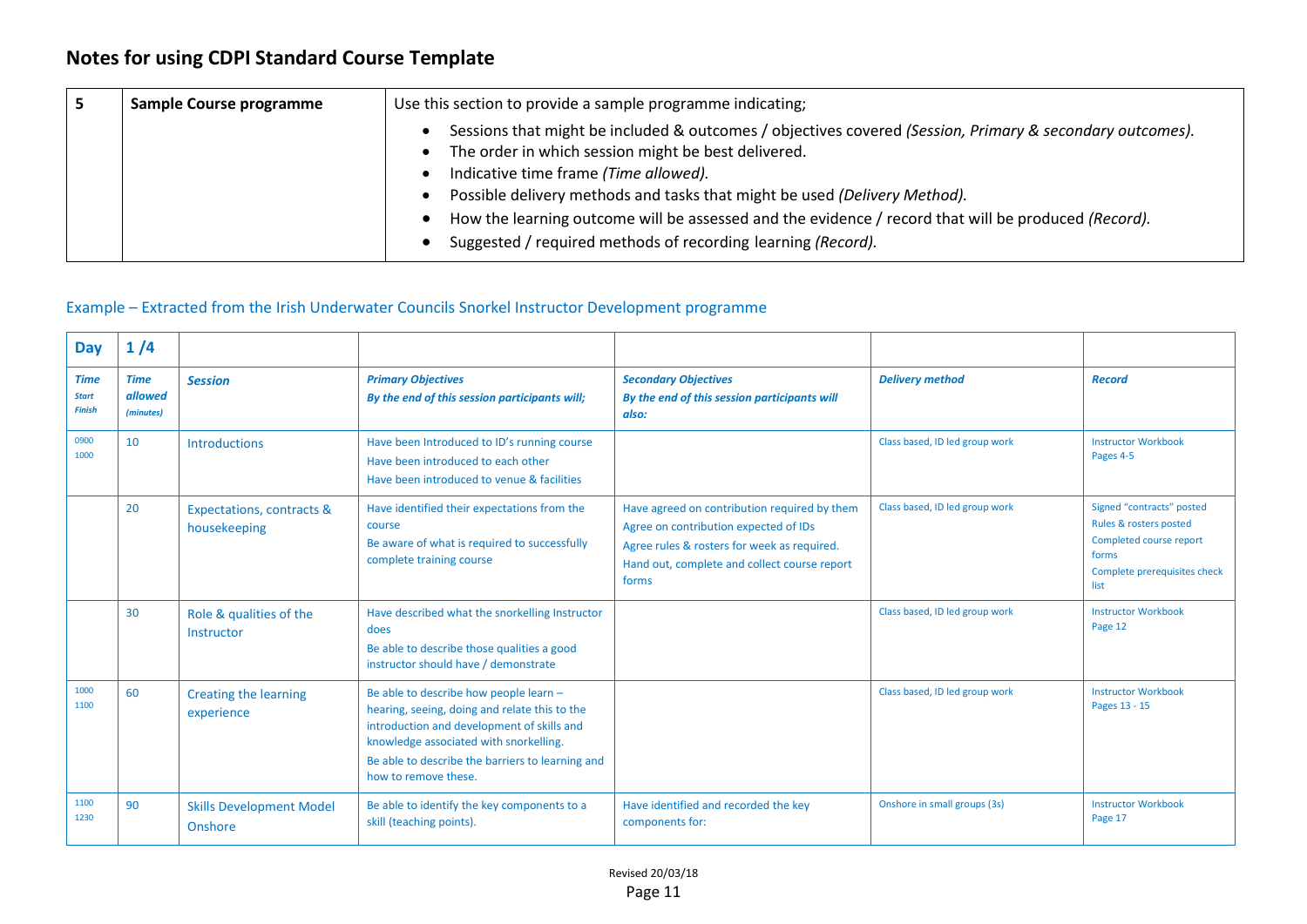## Notes for using CDPI Standard Course Template

| 5 | Sample Course programme | Use this section to provide a sample programme indicating;<br>• Sessions that might be included & outcomes / objectives covered *(Session, Primary & secondary outcomes).*<br>• The order in which session might be best delivered.<br>• Indicative time frame *(Time allowed).*<br>• Possible delivery methods and tasks that might be used *(Delivery Method).*<br>• How the learning outcome will be assessed and the evidence / record that will be produced *(Record).*<br>• Suggested / required methods of recording learning *(Record).* |
|---|---|---|

Example – Extracted from the Irish Underwater Councils Snorkel Instructor Development programme

| **Day** | **1 /4** | | | | | |
|---|---|---|---|---|---|---|
| ***Time*** ***Start Finish*** | ***Time allowed*** *(minutes)* | ***Session*** | ***Primary Objectives*** ***By the end of this session participants will;*** | ***Secondary Objectives*** ***By the end of this session participants will also:*** | ***Delivery method*** | ***Record*** |
| 0900 1000 | 10 | Introductions | Have been Introduced to ID's running course<br>Have been introduced to each other<br>Have been introduced to venue & facilities | | Class based, ID led group work | Instructor Workbook Pages 4-5 |
| | 20 | Expectations, contracts & housekeeping | Have identified their expectations from the course<br>Be aware of what is required to successfully complete training course | Have agreed on contribution required by them<br>Agree on contribution expected of IDs<br>Agree rules & rosters for week as required.<br>Hand out, complete and collect course report forms | Class based, ID led group work | Signed "contracts" posted<br>Rules & rosters posted<br>Completed course report forms<br>Complete prerequisites check list |
| | 30 | Role & qualities of the Instructor | Have described what the snorkelling Instructor does<br>Be able to describe those qualities a good instructor should have / demonstrate | | Class based, ID led group work | Instructor Workbook Page 12 |
| 1000 1100 | 60 | Creating the learning experience | Be able to describe how people learn – hearing, seeing, doing and relate this to the introduction and development of skills and knowledge associated with snorkelling.<br>Be able to describe the barriers to learning and how to remove these. | | Class based, ID led group work | Instructor Workbook Pages 13 - 15 |
| 1100 1230 | 90 | Skills Development Model Onshore | Be able to identify the key components to a skill (teaching points). | Have identified and recorded the key components for: | Onshore in small groups (3s) | Instructor Workbook Page 17 |

Revised 20/03/18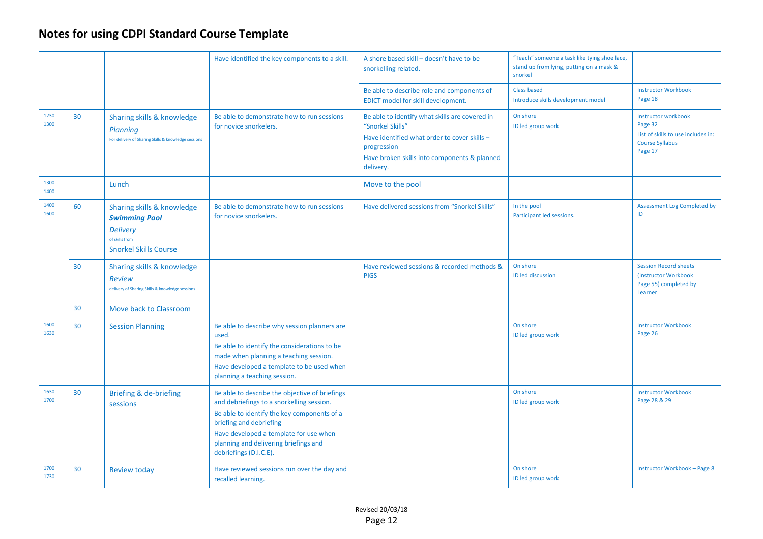# Notes for using CDPI Standard Course Template

| | | | | | | |
|---|---|---|---|---|---|---|
| | | | Have identified the key components to a skill. | A shore based skill – doesn't have to be snorkelling related. | "Teach" someone a task like tying shoe lace, stand up from lying, putting on a mask & snorkel | |
| | | | | Be able to describe role and components of EDICT model for skill development. | Class based<br>Introduce skills development model | Instructor Workbook<br>Page 18 |
| 1230<br>1300 | 30 | Sharing skills & knowledge<br>*Planning*<br>For delivery of Sharing Skills & knowledge sessions | Be able to demonstrate how to run sessions for novice snorkelers. | Be able to identify what skills are covered in "Snorkel Skills"<br>Have identified what order to cover skills – progression<br>Have broken skills into components & planned delivery. | On shore<br>ID led group work | Instructor workbook<br>Page 32<br>List of skills to use includes in:<br>Course Syllabus<br>Page 17 |
| 1300<br>1400 | | Lunch | | Move to the pool | | |
| 1400<br>1600 | 60 | Sharing skills & knowledge<br>***Swimming Pool***<br>*Delivery*<br>of skills from<br>Snorkel Skills Course | Be able to demonstrate how to run sessions for novice snorkelers. | Have delivered sessions from "Snorkel Skills" | In the pool<br>Participant led sessions. | Assessment Log Completed by ID |
| | 30 | Sharing skills & knowledge<br>*Review*<br>delivery of Sharing Skills & knowledge sessions | | Have reviewed sessions & recorded methods & PIGS | On shore<br>ID led discussion | Session Record sheets (Instructor Workbook Page 55) completed by Learner |
| | 30 | Move back to Classroom | | | | |
| 1600<br>1630 | 30 | Session Planning | Be able to describe why session planners are used.<br>Be able to identify the considerations to be made when planning a teaching session.<br>Have developed a template to be used when planning a teaching session. | | On shore<br>ID led group work | Instructor Workbook<br>Page 26 |
| 1630<br>1700 | 30 | Briefing & de-briefing sessions | Be able to describe the objective of briefings and debriefings to a snorkelling session.<br>Be able to identify the key components of a briefing and debriefing<br>Have developed a template for use when planning and delivering briefings and debriefings (D.I.C.E). | | On shore<br>ID led group work | Instructor Workbook<br>Page 28 & 29 |
| 1700<br>1730 | 30 | Review today | Have reviewed sessions run over the day and recalled learning. | | On shore<br>ID led group work | Instructor Workbook – Page 8 |

Revised 20/03/18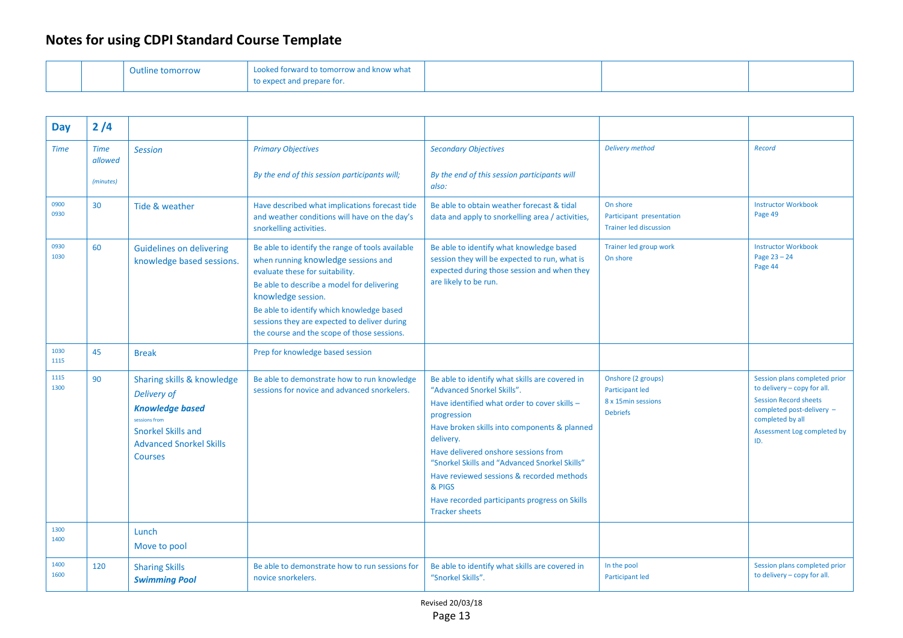# Notes for using CDPI Standard Course Template

| | | | | | | |
|---|---|---|---|---|---|---|
| | | Outline tomorrow | Looked forward to tomorrow and know what to expect and prepare for. | | | |

| **Day** | **2 /4** | | | | | |
|---|---|---|---|---|---|---|
| *Time* | *Time allowed* *(minutes)* | *Session* | *Primary Objectives* *By the end of this session participants will;* | *Secondary Objectives* *By the end of this session participants will also:* | *Delivery method* | *Record* |
| 0900 0930 | 30 | Tide & weather | Have described what implications forecast tide and weather conditions will have on the day's snorkelling activities. | Be able to obtain weather forecast & tidal data and apply to snorkelling area / activities, | On shore<br>Participant presentation<br>Trainer led discussion | Instructor Workbook Page 49 |
| 0930 1030 | 60 | Guidelines on delivering knowledge based sessions. | Be able to identify the range of tools available when running knowledge sessions and evaluate these for suitability.<br>Be able to describe a model for delivering knowledge session.<br>Be able to identify which knowledge based sessions they are expected to deliver during the course and the scope of those sessions. | Be able to identify what knowledge based session they will be expected to run, what is expected during those session and when they are likely to be run. | Trainer led group work<br>On shore | Instructor Workbook Page 23 – 24<br>Page 44 |
| 1030 1115 | 45 | Break | Prep for knowledge based session | | | |
| 1115 1300 | 90 | Sharing skills & knowledge *Delivery of* ***Knowledge based*** sessions from Snorkel Skills and Advanced Snorkel Skills Courses | Be able to demonstrate how to run knowledge sessions for novice and advanced snorkelers. | Be able to identify what skills are covered in "Advanced Snorkel Skills".<br>Have identified what order to cover skills – progression<br>Have broken skills into components & planned delivery.<br>Have delivered onshore sessions from "Snorkel Skills and "Advanced Snorkel Skills"<br>Have reviewed sessions & recorded methods & PIGS<br>Have recorded participants progress on Skills Tracker sheets | Onshore (2 groups)<br>Participant led<br>8 x 15min sessions<br>Debriefs | Session plans completed prior to delivery – copy for all.<br>Session Record sheets completed post-delivery – completed by all<br>Assessment Log completed by ID. |
| 1300 1400 | | Lunch<br>Move to pool | | | | |
| 1400 1600 | 120 | Sharing Skills ***Swimming Pool*** | Be able to demonstrate how to run sessions for novice snorkelers. | Be able to identify what skills are covered in "Snorkel Skills". | In the pool<br>Participant led | Session plans completed prior to delivery – copy for all. |

Revised 20/03/18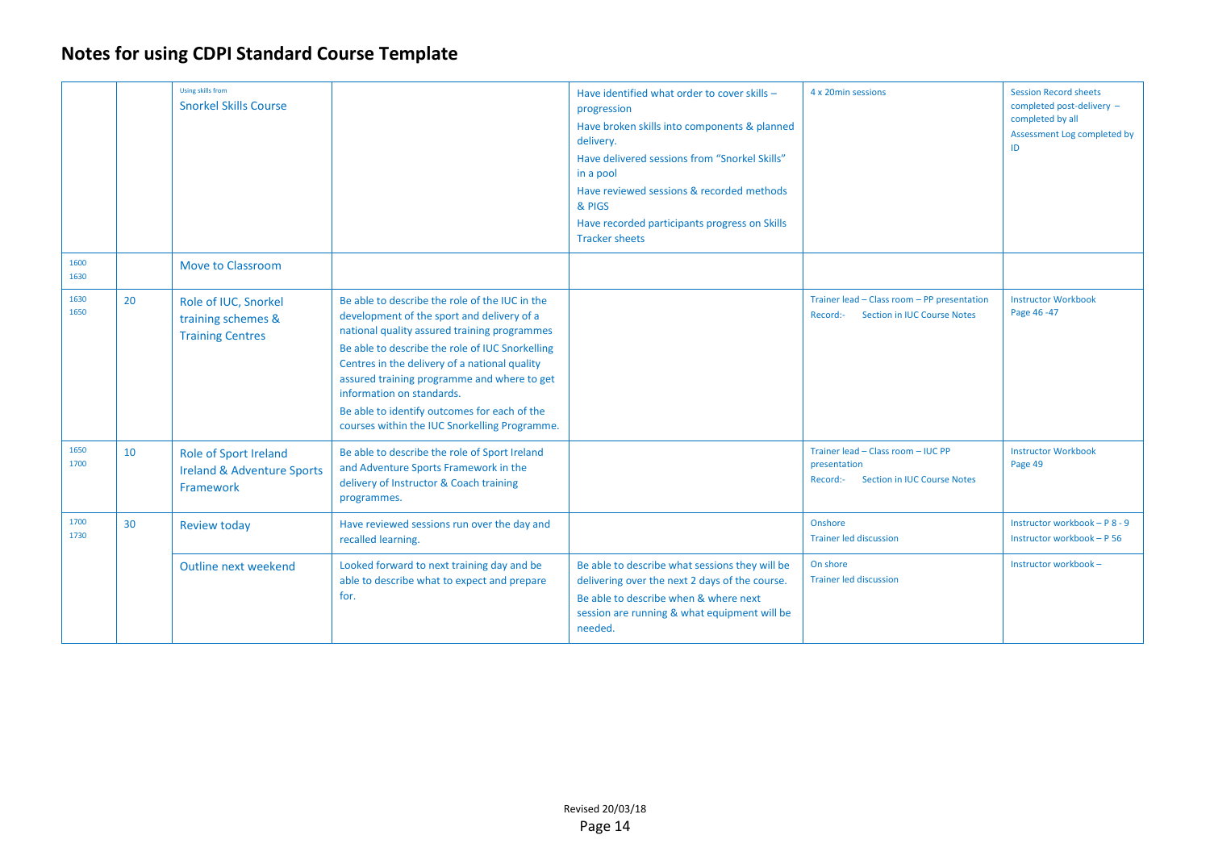# Notes for using CDPI Standard Course Template

| | | | | | | |
|---|---|---|---|---|---|---|
| | | Using skills from<br>Snorkel Skills Course | | Have identified what order to cover skills – progression<br>Have broken skills into components & planned delivery.<br>Have delivered sessions from "Snorkel Skills" in a pool<br>Have reviewed sessions & recorded methods & PIGS<br>Have recorded participants progress on Skills Tracker sheets | 4 x 20min sessions | Session Record sheets completed post-delivery – completed by all<br>Assessment Log completed by ID |
| 1600<br>1630 | | Move to Classroom | | | | |
| 1630<br>1650 | 20 | Role of IUC, Snorkel training schemes & Training Centres | Be able to describe the role of the IUC in the development of the sport and delivery of a national quality assured training programmes<br>Be able to describe the role of IUC Snorkelling Centres in the delivery of a national quality assured training programme and where to get information on standards.<br>Be able to identify outcomes for each of the courses within the IUC Snorkelling Programme. | | Trainer lead – Class room – PP presentation<br>Record:- Section in IUC Course Notes | Instructor Workbook<br>Page 46 -47 |
| 1650<br>1700 | 10 | Role of Sport Ireland Ireland & Adventure Sports Framework | Be able to describe the role of Sport Ireland and Adventure Sports Framework in the delivery of Instructor & Coach training programmes. | | Trainer lead – Class room – IUC PP presentation<br>Record:- Section in IUC Course Notes | Instructor Workbook<br>Page 49 |
| 1700<br>1730 | 30 | Review today | Have reviewed sessions run over the day and recalled learning. | | Onshore<br>Trainer led discussion | Instructor workbook – P 8 - 9<br>Instructor workbook – P 56 |
| | | Outline next weekend | Looked forward to next training day and be able to describe what to expect and prepare for. | Be able to describe what sessions they will be delivering over the next 2 days of the course.<br>Be able to describe when & where next session are running & what equipment will be needed. | On shore<br>Trainer led discussion | Instructor workbook – |

Revised 20/03/18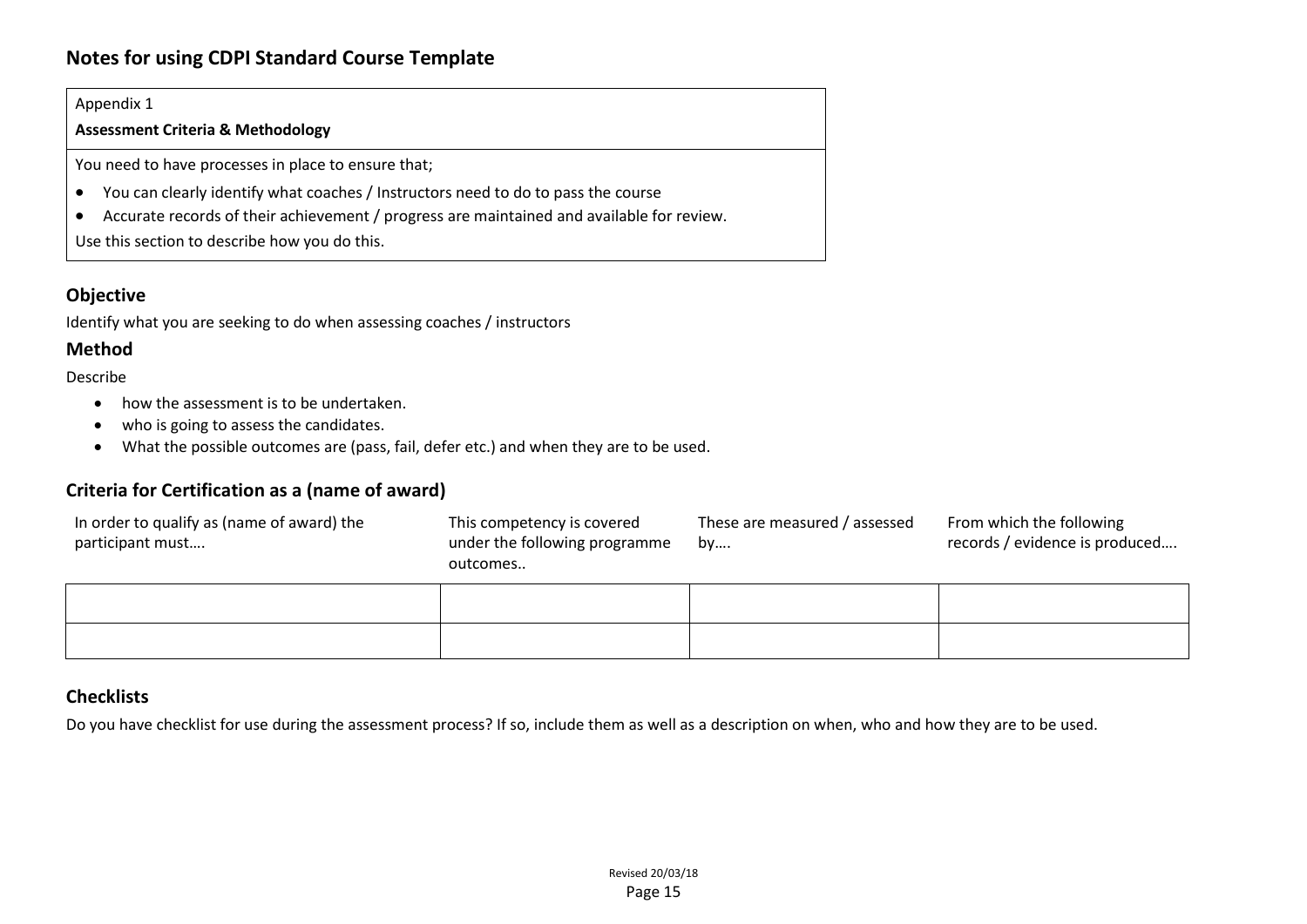## Notes for using CDPI Standard Course Template

Appendix 1

**Assessment Criteria & Methodology**

You need to have processes in place to ensure that;

- You can clearly identify what coaches / Instructors need to do to pass the course
- Accurate records of their achievement / progress are maintained and available for review.

Use this section to describe how you do this.

### Objective

Identify what you are seeking to do when assessing coaches / instructors

### Method

Describe

- how the assessment is to be undertaken.
- who is going to assess the candidates.
- What the possible outcomes are (pass, fail, defer etc.) and when they are to be used.

### Criteria for Certification as a (name of award)

| In order to qualify as (name of award) the participant must…. | This competency is covered under the following programme outcomes.. | These are measured / assessed by…. | From which the following records / evidence is produced…. |
|---|---|---|---|
| | | | |
| | | | |

### Checklists

Do you have checklist for use during the assessment process? If so, include them as well as a description on when, who and how they are to be used.

Revised 20/03/18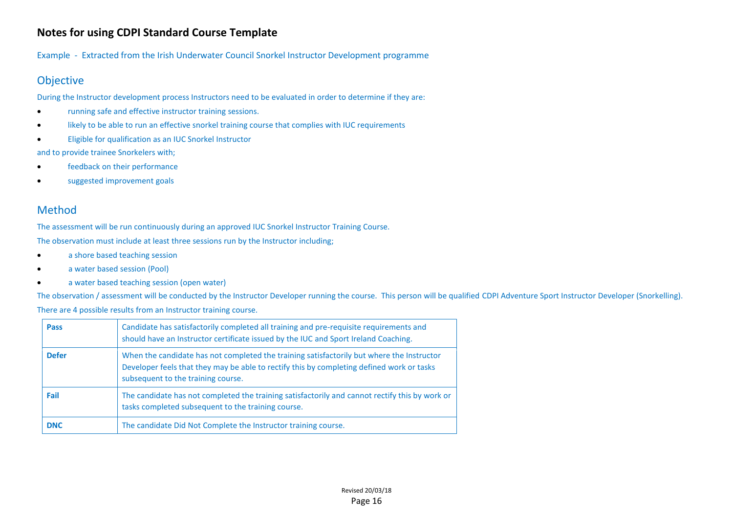# Notes for using CDPI Standard Course Template

Example - Extracted from the Irish Underwater Council Snorkel Instructor Development programme

## Objective

During the Instructor development process Instructors need to be evaluated in order to determine if they are:

- running safe and effective instructor training sessions.
- likely to be able to run an effective snorkel training course that complies with IUC requirements
- Eligible for qualification as an IUC Snorkel Instructor

and to provide trainee Snorkelers with;

- feedback on their performance
- suggested improvement goals

## Method

The assessment will be run continuously during an approved IUC Snorkel Instructor Training Course.

The observation must include at least three sessions run by the Instructor including;

- a shore based teaching session
- a water based session (Pool)
- a water based teaching session (open water)

The observation / assessment will be conducted by the Instructor Developer running the course. This person will be qualified CDPI Adventure Sport Instructor Developer (Snorkelling).

There are 4 possible results from an Instructor training course.

| Result | Description |
|---|---|
| **Pass** | Candidate has satisfactorily completed all training and pre-requisite requirements and should have an Instructor certificate issued by the IUC and Sport Ireland Coaching. |
| **Defer** | When the candidate has not completed the training satisfactorily but where the Instructor Developer feels that they may be able to rectify this by completing defined work or tasks subsequent to the training course. |
| **Fail** | The candidate has not completed the training satisfactorily and cannot rectify this by work or tasks completed subsequent to the training course. |
| **DNC** | The candidate Did Not Complete the Instructor training course. |

Revised 20/03/18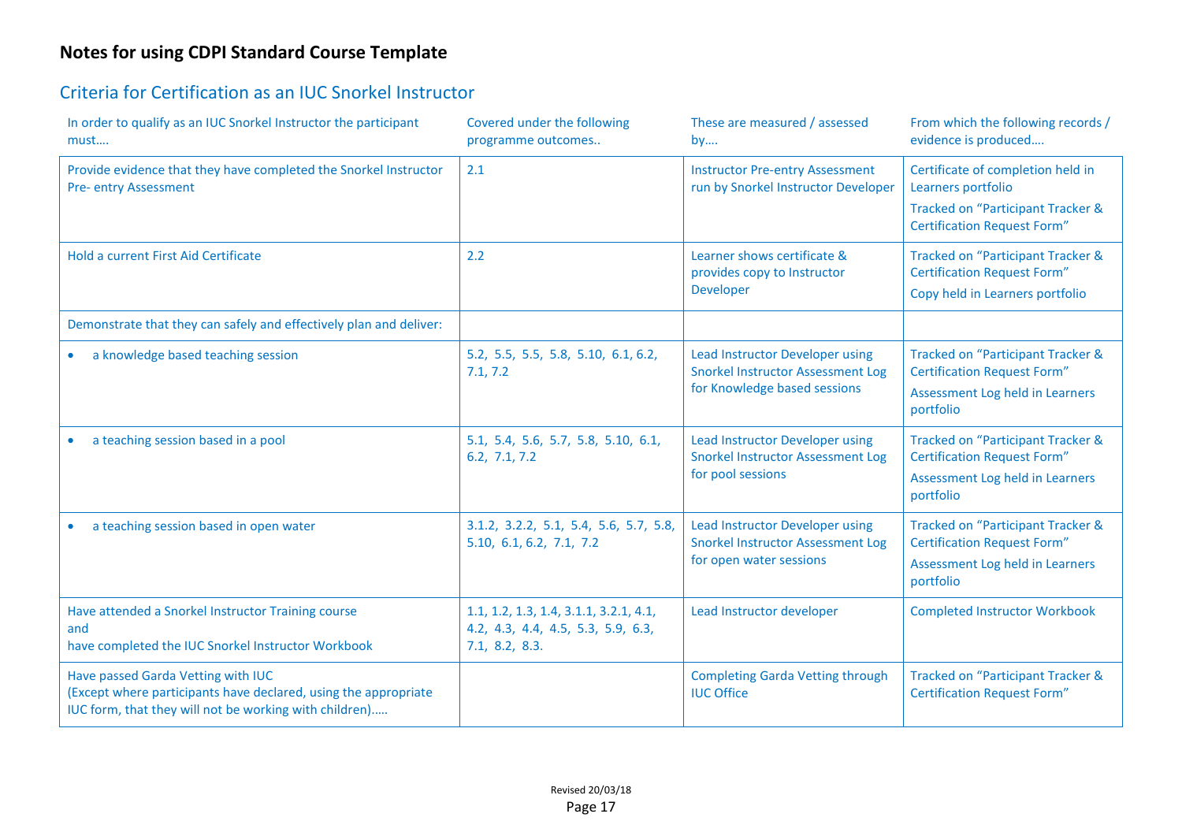# Notes for using CDPI Standard Course Template

## Criteria for Certification as an IUC Snorkel Instructor

| In order to qualify as an IUC Snorkel Instructor the participant must…. | Covered under the following programme outcomes.. | These are measured / assessed by…. | From which the following records / evidence is produced…. |
|---|---|---|---|
| Provide evidence that they have completed the Snorkel Instructor Pre- entry Assessment | 2.1 | Instructor Pre-entry Assessment run by Snorkel Instructor Developer | Certificate of completion held in Learners portfolio<br>Tracked on "Participant Tracker & Certification Request Form" |
| Hold a current First Aid Certificate | 2.2 | Learner shows certificate & provides copy to Instructor Developer | Tracked on "Participant Tracker & Certification Request Form"<br>Copy held in Learners portfolio |
| Demonstrate that they can safely and effectively plan and deliver: | | | |
| • a knowledge based teaching session | 5.2, 5.5, 5.5, 5.8, 5.10, 6.1, 6.2, 7.1, 7.2 | Lead Instructor Developer using Snorkel Instructor Assessment Log for Knowledge based sessions | Tracked on "Participant Tracker & Certification Request Form"<br>Assessment Log held in Learners portfolio |
| • a teaching session based in a pool | 5.1, 5.4, 5.6, 5.7, 5.8, 5.10, 6.1, 6.2, 7.1, 7.2 | Lead Instructor Developer using Snorkel Instructor Assessment Log for pool sessions | Tracked on "Participant Tracker & Certification Request Form"<br>Assessment Log held in Learners portfolio |
| • a teaching session based in open water | 3.1.2, 3.2.2, 5.1, 5.4, 5.6, 5.7, 5.8, 5.10, 6.1, 6.2, 7.1, 7.2 | Lead Instructor Developer using Snorkel Instructor Assessment Log for open water sessions | Tracked on "Participant Tracker & Certification Request Form"<br>Assessment Log held in Learners portfolio |
| Have attended a Snorkel Instructor Training course<br>and<br>have completed the IUC Snorkel Instructor Workbook | 1.1, 1.2, 1.3, 1.4, 3.1.1, 3.2.1, 4.1, 4.2, 4.3, 4.4, 4.5, 5.3, 5.9, 6.3, 7.1, 8.2, 8.3. | Lead Instructor developer | Completed Instructor Workbook |
| Have passed Garda Vetting with IUC<br>(Except where participants have declared, using the appropriate IUC form, that they will not be working with children)….. | | Completing Garda Vetting through IUC Office | Tracked on "Participant Tracker & Certification Request Form" |

Revised 20/03/18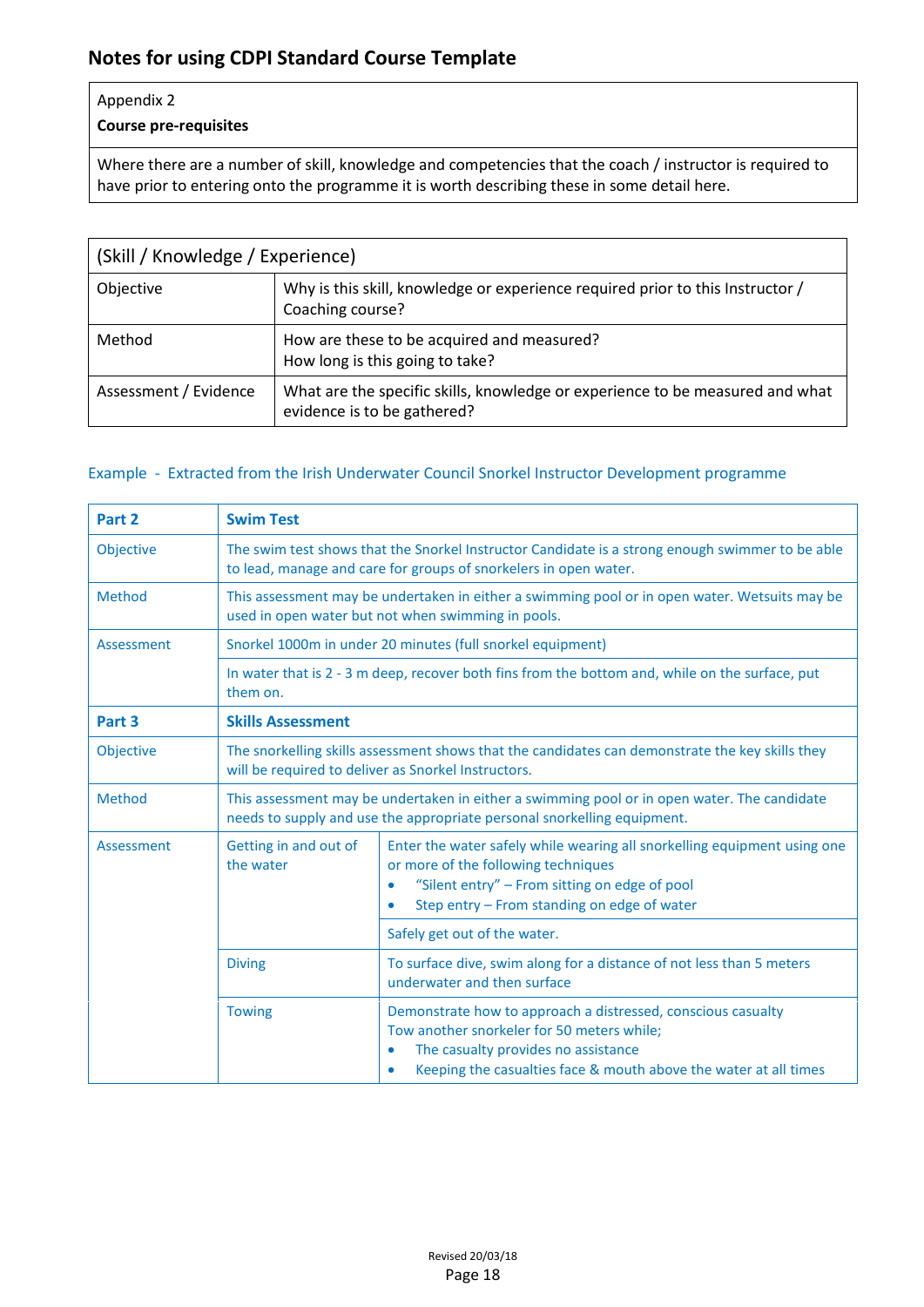# Notes for using CDPI Standard Course Template

| Appendix 2<br>**Course pre-requisites** |
|---|
| Where there are a number of skill, knowledge and competencies that the coach / instructor is required to have prior to entering onto the programme it is worth describing these in some detail here. |

| (Skill / Knowledge / Experience) | |
|---|---|
| Objective | Why is this skill, knowledge or experience required prior to this Instructor / Coaching course? |
| Method | How are these to be acquired and measured?<br>How long is this going to take? |
| Assessment / Evidence | What are the specific skills, knowledge or experience to be measured and what evidence is to be gathered? |

Example - Extracted from the Irish Underwater Council Snorkel Instructor Development programme

| **Part 2** | **Swim Test** | |
|---|---|---|
| Objective | The swim test shows that the Snorkel Instructor Candidate is a strong enough swimmer to be able to lead, manage and care for groups of snorkelers in open water. | |
| Method | This assessment may be undertaken in either a swimming pool or in open water. Wetsuits may be used in open water but not when swimming in pools. | |
| Assessment | Snorkel 1000m in under 20 minutes (full snorkel equipment) | |
| | In water that is 2 - 3 m deep, recover both fins from the bottom and, while on the surface, put them on. | |
| **Part 3** | **Skills Assessment** | |
| Objective | The snorkelling skills assessment shows that the candidates can demonstrate the key skills they will be required to deliver as Snorkel Instructors. | |
| Method | This assessment may be undertaken in either a swimming pool or in open water. The candidate needs to supply and use the appropriate personal snorkelling equipment. | |
| Assessment | Getting in and out of the water | Enter the water safely while wearing all snorkelling equipment using one or more of the following techniques<br>• "Silent entry" – From sitting on edge of pool<br>• Step entry – From standing on edge of water |
| | | Safely get out of the water. |
| | Diving | To surface dive, swim along for a distance of not less than 5 meters underwater and then surface |
| | Towing | Demonstrate how to approach a distressed, conscious casualty<br>Tow another snorkeler for 50 meters while;<br>• The casualty provides no assistance<br>• Keeping the casualties face & mouth above the water at all times |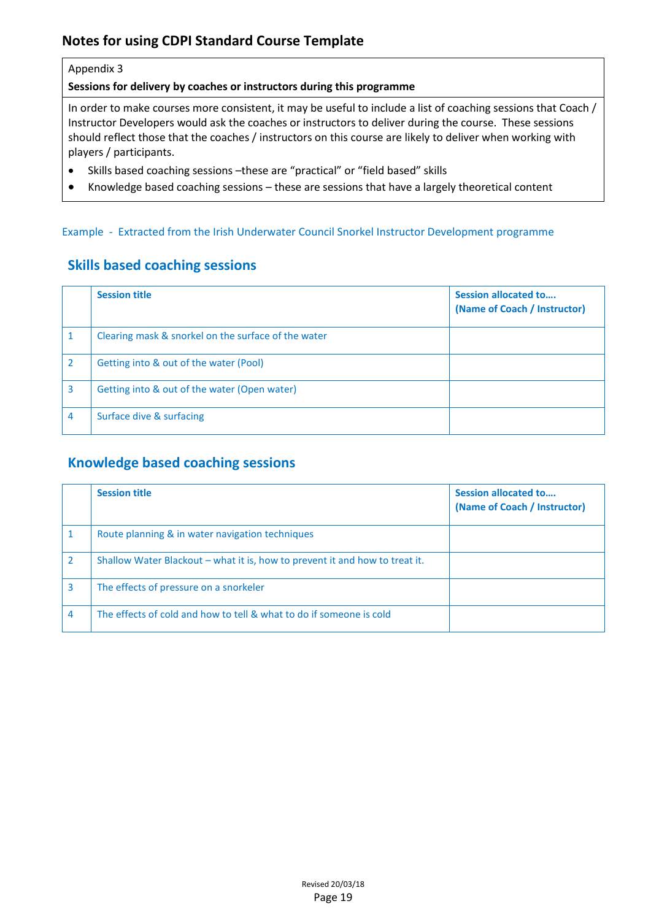## Notes for using CDPI Standard Course Template

Appendix 3

**Sessions for delivery by coaches or instructors during this programme**

In order to make courses more consistent, it may be useful to include a list of coaching sessions that Coach / Instructor Developers would ask the coaches or instructors to deliver during the course. These sessions should reflect those that the coaches / instructors on this course are likely to deliver when working with players / participants.

- Skills based coaching sessions –these are "practical" or "field based" skills
- Knowledge based coaching sessions – these are sessions that have a largely theoretical content

Example - Extracted from the Irish Underwater Council Snorkel Instructor Development programme

### Skills based coaching sessions

| | **Session title** | **Session allocated to…. (Name of Coach / Instructor)** |
|---|---|---|
| 1 | Clearing mask & snorkel on the surface of the water | |
| 2 | Getting into & out of the water (Pool) | |
| 3 | Getting into & out of the water (Open water) | |
| 4 | Surface dive & surfacing | |

### Knowledge based coaching sessions

| | **Session title** | **Session allocated to…. (Name of Coach / Instructor)** |
|---|---|---|
| 1 | Route planning & in water navigation techniques | |
| 2 | Shallow Water Blackout – what it is, how to prevent it and how to treat it. | |
| 3 | The effects of pressure on a snorkeler | |
| 4 | The effects of cold and how to tell & what to do if someone is cold | |

Revised 20/03/18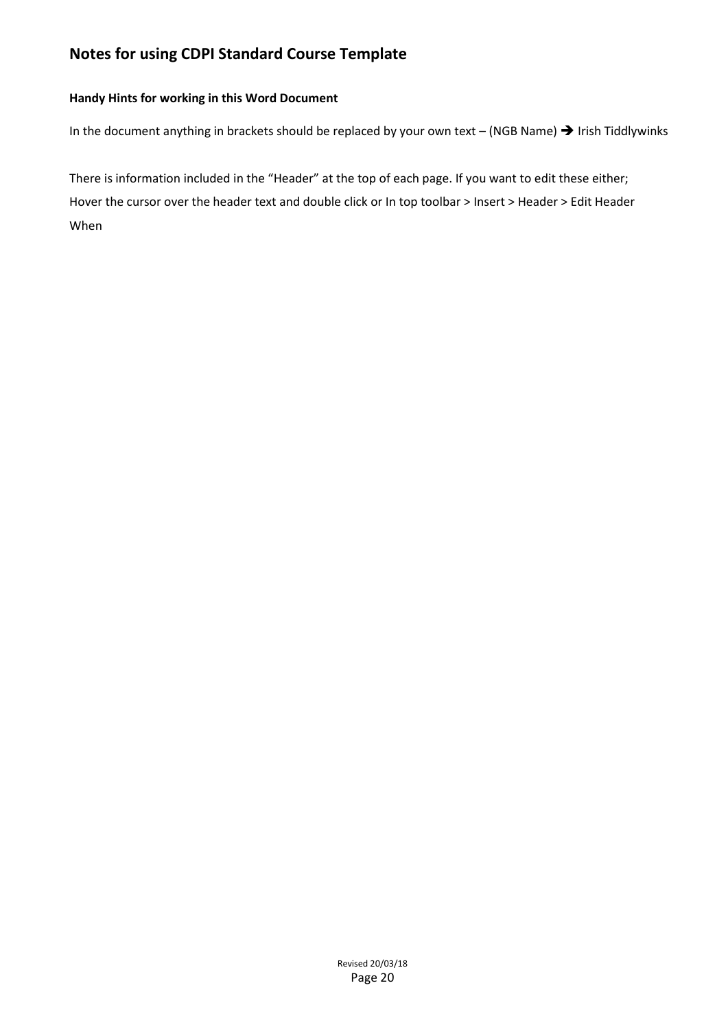## Notes for using CDPI Standard Course Template

**Handy Hints for working in this Word Document**

In the document anything in brackets should be replaced by your own text – (NGB Name) ➔ Irish Tiddlywinks

There is information included in the "Header" at the top of each page. If you want to edit these either;
Hover the cursor over the header text and double click or In top toolbar > Insert > Header > Edit Header
When

Revised 20/03/18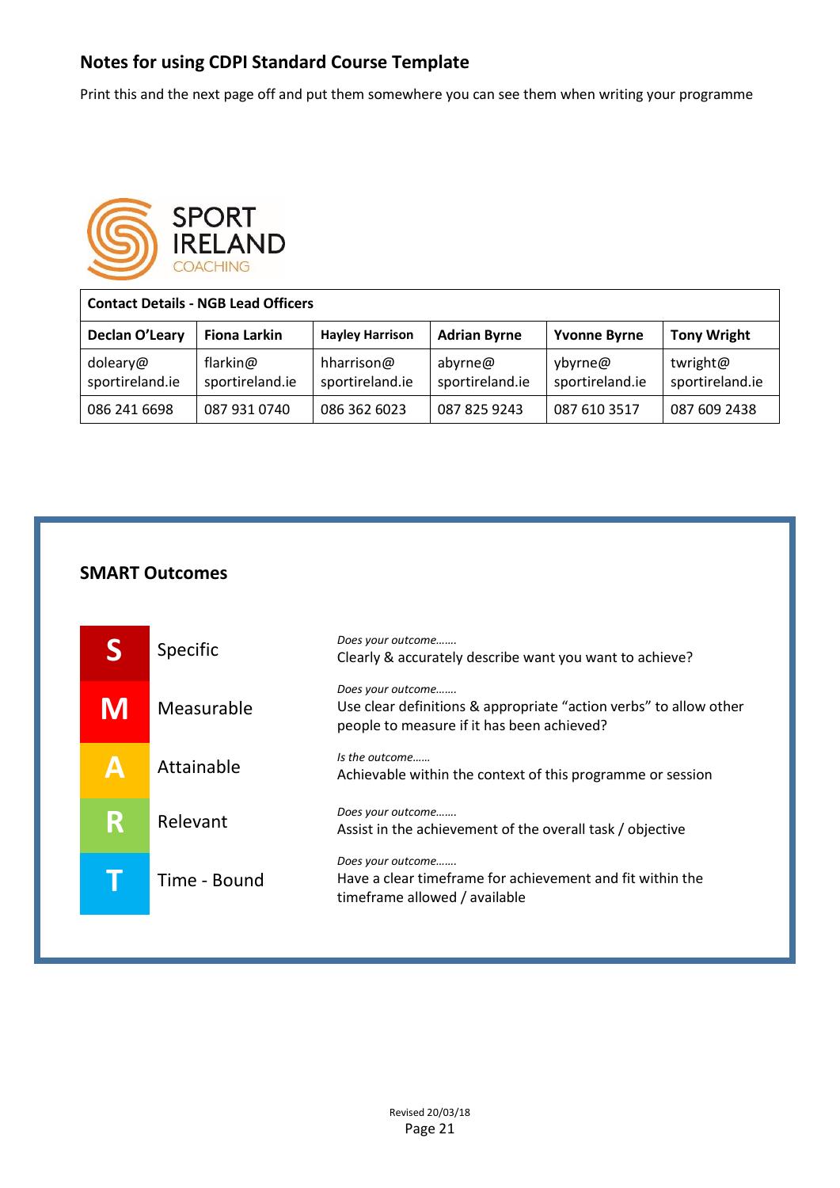## Notes for using CDPI Standard Course Template

Print this and the next page off and put them somewhere you can see them when writing your programme

SPORT IRELAND COACHING

| Contact Details - NGB Lead Officers | | | | | |
|---|---|---|---|---|---|
| **Declan O'Leary** | **Fiona Larkin** | **Hayley Harrison** | **Adrian Byrne** | **Yvonne Byrne** | **Tony Wright** |
| doleary@ sportireland.ie | flarkin@ sportireland.ie | hharrison@ sportireland.ie | abyrne@ sportireland.ie | ybyrne@ sportireland.ie | twright@ sportireland.ie |
| 086 241 6698 | 087 931 0740 | 086 362 6023 | 087 825 9243 | 087 610 3517 | 087 609 2438 |

### SMART Outcomes

| | | |
|---|---|---|
| **S** | Specific | *Does your outcome…….* Clearly & accurately describe want you want to achieve? |
| **M** | Measurable | *Does your outcome…….* Use clear definitions & appropriate "action verbs" to allow other people to measure if it has been achieved? |
| **A** | Attainable | *Is the outcome……* Achievable within the context of this programme or session |
| **R** | Relevant | *Does your outcome…….* Assist in the achievement of the overall task / objective |
| **T** | Time - Bound | *Does your outcome…….* Have a clear timeframe for achievement and fit within the timeframe allowed / available |

Revised 20/03/18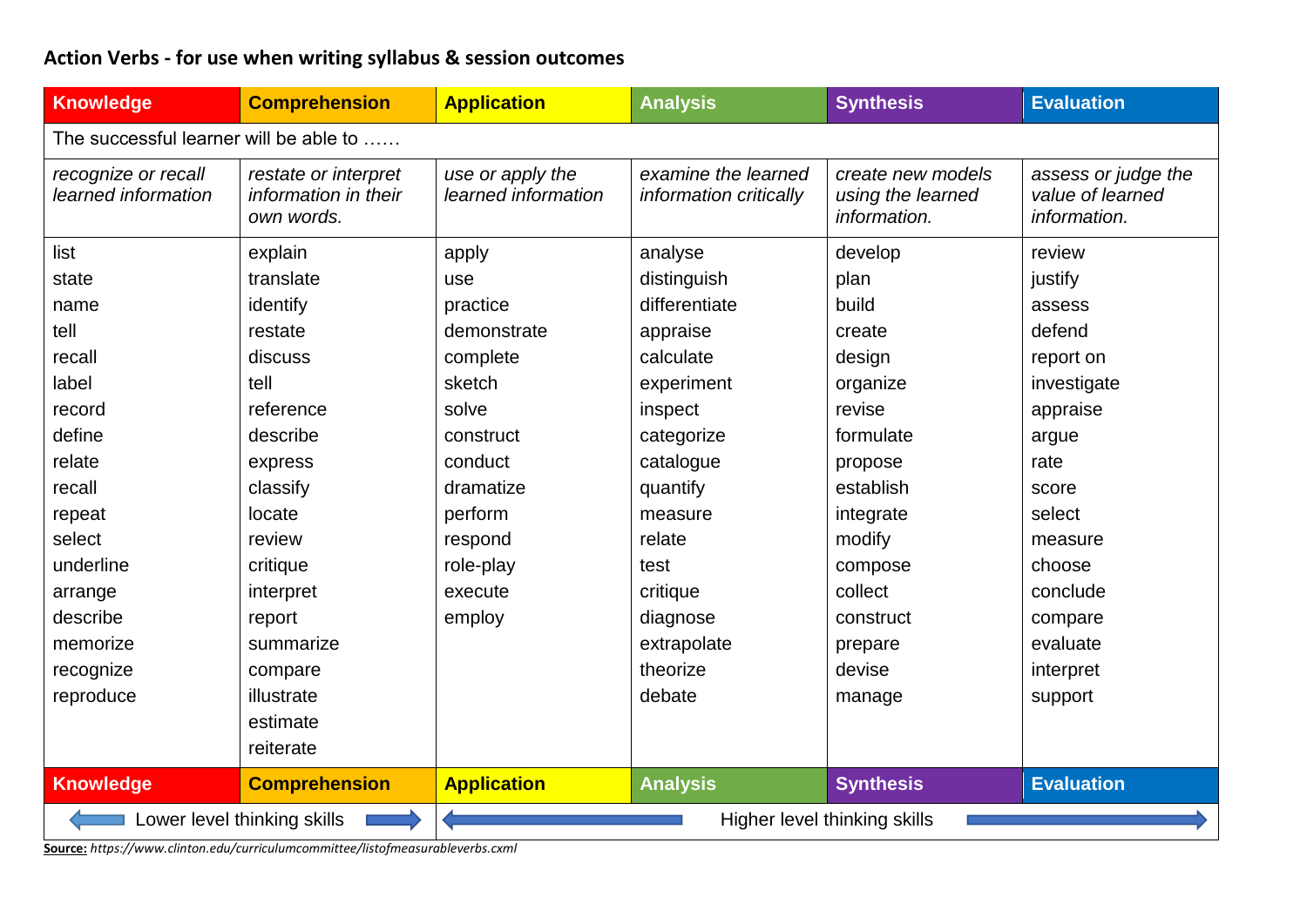**Action Verbs - for use when writing syllabus & session outcomes**

| Knowledge | Comprehension | Application | Analysis | Synthesis | Evaluation |
|---|---|---|---|---|---|
| The successful learner will be able to …… | | | | | |
| *recognize or recall learned information* | *restate or interpret information in their own words.* | *use or apply the learned information* | *examine the learned information critically* | *create new models using the learned information.* | *assess or judge the value of learned information.* |
| list | explain | apply | analyse | develop | review |
| state | translate | use | distinguish | plan | justify |
| name | identify | practice | differentiate | build | assess |
| tell | restate | demonstrate | appraise | create | defend |
| recall | discuss | complete | calculate | design | report on |
| label | tell | sketch | experiment | organize | investigate |
| record | reference | solve | inspect | revise | appraise |
| define | describe | construct | categorize | formulate | argue |
| relate | express | conduct | catalogue | propose | rate |
| recall | classify | dramatize | quantify | establish | score |
| repeat | locate | perform | measure | integrate | select |
| select | review | respond | relate | modify | measure |
| underline | critique | role-play | test | compose | choose |
| arrange | interpret | execute | critique | collect | conclude |
| describe | report | employ | diagnose | construct | compare |
| memorize | summarize | | extrapolate | prepare | evaluate |
| recognize | compare | | theorize | devise | interpret |
| reproduce | illustrate | | debate | manage | support |
| | estimate | | | | |
| | reiterate | | | | |
| **Knowledge** | **Comprehension** | **Application** | **Analysis** | **Synthesis** | **Evaluation** |
| ← Lower level thinking skills → | | ← Higher level thinking skills → | | | |

**Source:** *https://www.clinton.edu/curriculumcommittee/listofmeasurableverbs.cxml*